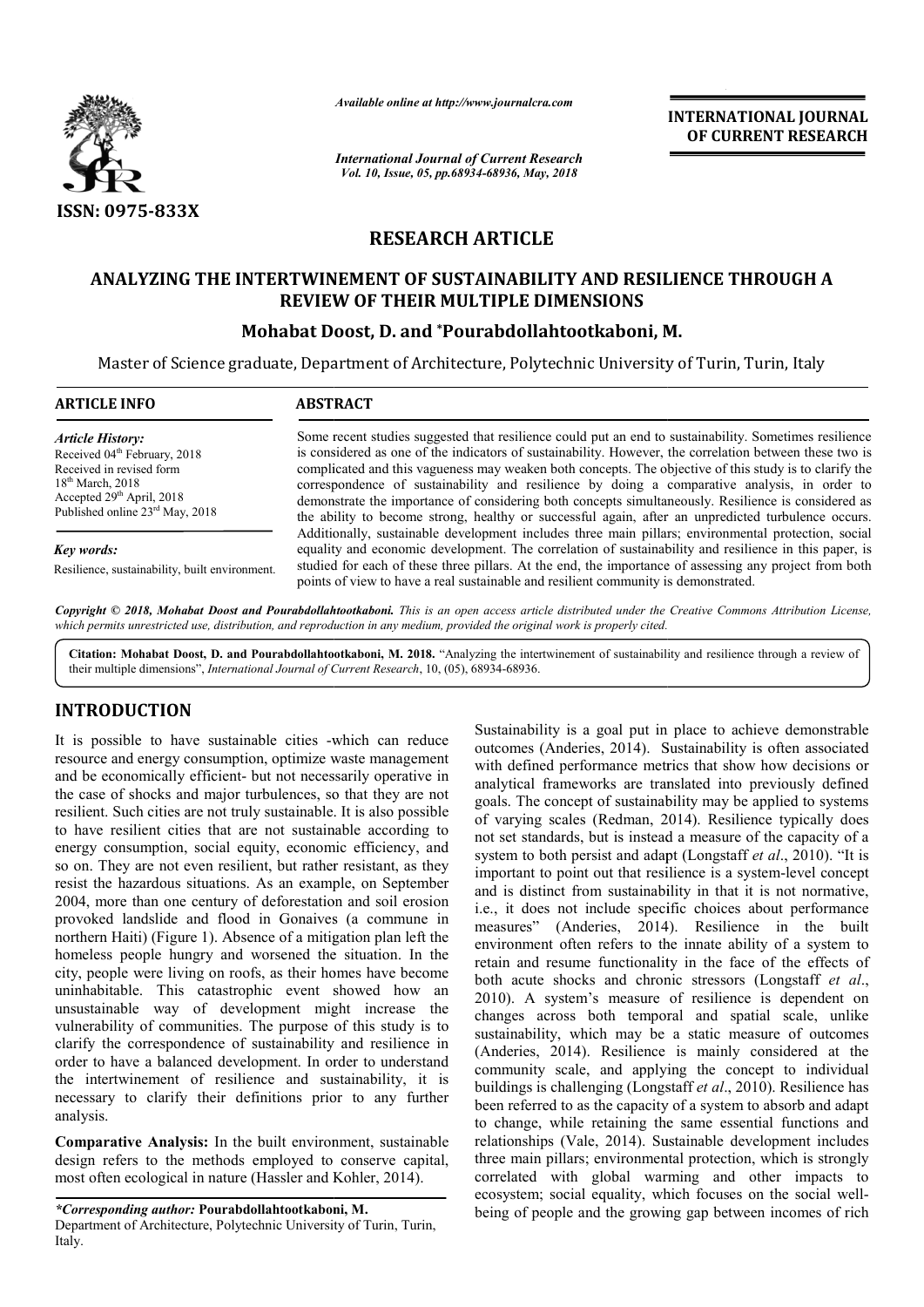# RESEARCH ARTICLE

## ANALYZING THE INTERTWINEMENT OF SUSTAINABILITY AND RESILIENCE THROUGH A REVIEW OF THEIR MULTIPLE DIMENSIONS

**Mohabat Doost, D. and \*Pourabdollahtootkaboni, M.**

Master of Science graduate, Department of Architecture, Polytechnic University of Turin, Turin, Italy

**ARTICLE INFO**

*Article History:*
Received 04th February, 2018
Received in revised form 18th March, 2018
Accepted 29th April, 2018
Published online 23rd May, 2018

*Key words:*
Resilience, sustainability, built environment.

**ABSTRACT**

Some recent studies suggested that resilience could put an end to sustainability. Sometimes resilience is considered as one of the indicators of sustainability. However, the correlation between these two is complicated and this vagueness may weaken both concepts. The objective of this study is to clarify the correspondence of sustainability and resilience by doing a comparative analysis, in order to demonstrate the importance of considering both concepts simultaneously. Resilience is considered as the ability to become strong, healthy or successful again, after an unpredicted turbulence occurs. Additionally, sustainable development includes three main pillars; environmental protection, social equality and economic development. The correlation of sustainability and resilience in this paper, is studied for each of these three pillars. At the end, the importance of assessing any project from both points of view to have a real sustainable and resilient community is demonstrated.

*Copyright © 2018, Mohabat Doost and Pourabdollahtootkaboni. This is an open access article distributed under the Creative Commons Attribution License, which permits unrestricted use, distribution, and reproduction in any medium, provided the original work is properly cited.*

**Citation: Mohabat Doost, D. and Pourabdollahtootkaboni, M. 2018.** "Analyzing the intertwinement of sustainability and resilience through a review of their multiple dimensions", *International Journal of Current Research*, 10, (05), 68934-68936.

## INTRODUCTION

It is possible to have sustainable cities -which can reduce resource and energy consumption, optimize waste management and be economically efficient- but not necessarily operative in the case of shocks and major turbulences, so that they are not resilient. Such cities are not truly sustainable. It is also possible to have resilient cities that are not sustainable according to energy consumption, social equity, economic efficiency, and so on. They are not even resilient, but rather resistant, as they resist the hazardous situations. As an example, on September 2004, more than one century of deforestation and soil erosion provoked landslide and flood in Gonaives (a commune in northern Haiti) (Figure 1). Absence of a mitigation plan left the homeless people hungry and worsened the situation. In the city, people were living on roofs, as their homes have become uninhabitable. This catastrophic event showed how an unsustainable way of development might increase the vulnerability of communities. The purpose of this study is to clarify the correspondence of sustainability and resilience in order to have a balanced development. In order to understand the intertwinement of resilience and sustainability, it is necessary to clarify their definitions prior to any further analysis.

**Comparative Analysis:** In the built environment, sustainable design refers to the methods employed to conserve capital, most often ecological in nature (Hassler and Kohler, 2014). Sustainability is a goal put in place to achieve demonstrable outcomes (Anderies, 2014). Sustainability is often associated with defined performance metrics that show how decisions or analytical frameworks are translated into previously defined goals. The concept of sustainability may be applied to systems of varying scales (Redman, 2014). Resilience typically does not set standards, but is instead a measure of the capacity of a system to both persist and adapt (Longstaff *et al*., 2010). "It is important to point out that resilience is a system-level concept and is distinct from sustainability in that it is not normative, i.e., it does not include specific choices about performance measures" (Anderies, 2014). Resilience in the built environment often refers to the innate ability of a system to retain and resume functionality in the face of the effects of both acute shocks and chronic stressors (Longstaff *et al*., 2010). A system's measure of resilience is dependent on changes across both temporal and spatial scale, unlike sustainability, which may be a static measure of outcomes (Anderies, 2014). Resilience is mainly considered at the community scale, and applying the concept to individual buildings is challenging (Longstaff *et al*., 2010). Resilience has been referred to as the capacity of a system to absorb and adapt to change, while retaining the same essential functions and relationships (Vale, 2014). Sustainable development includes three main pillars; environmental protection, which is strongly correlated with global warming and other impacts to ecosystem; social equality, which focuses on the social well-being of people and the growing gap between incomes of rich

*\*Corresponding author:* **Pourabdollahtootkaboni, M.**
Department of Architecture, Polytechnic University of Turin, Turin, Italy.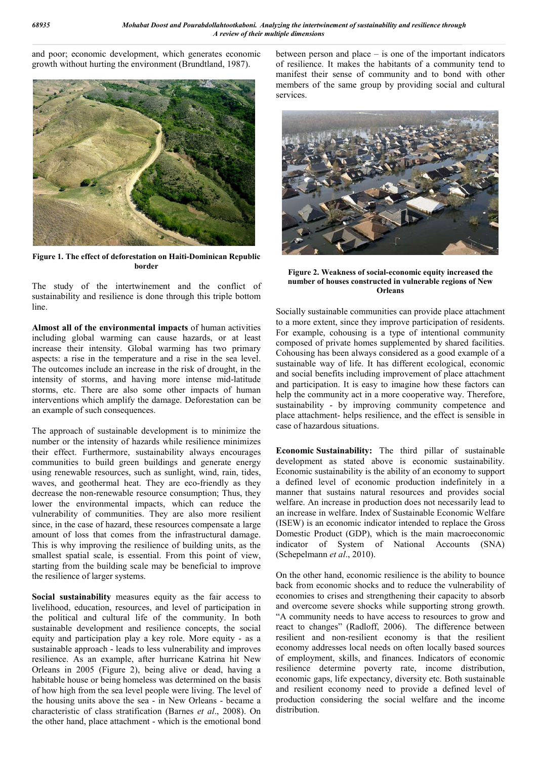and poor; economic development, which generates economic growth without hurting the environment (Brundtland, 1987).

Figure 1. The effect of deforestation on Haiti-Dominican Republic border

The study of the intertwinement and the conflict of sustainability and resilience is done through this triple bottom line.

**Almost all of the environmental impacts** of human activities including global warming can cause hazards, or at least increase their intensity. Global warming has two primary aspects: a rise in the temperature and a rise in the sea level. The outcomes include an increase in the risk of drought, in the intensity of storms, and having more intense mid-latitude storms, etc. There are also some other impacts of human interventions which amplify the damage. Deforestation can be an example of such consequences.

The approach of sustainable development is to minimize the number or the intensity of hazards while resilience minimizes their effect. Furthermore, sustainability always encourages communities to build green buildings and generate energy using renewable resources, such as sunlight, wind, rain, tides, waves, and geothermal heat. They are eco-friendly as they decrease the non-renewable resource consumption; Thus, they lower the environmental impacts, which can reduce the vulnerability of communities. They are also more resilient since, in the case of hazard, these resources compensate a large amount of loss that comes from the infrastructural damage. This is why improving the resilience of building units, as the smallest spatial scale, is essential. From this point of view, starting from the building scale may be beneficial to improve the resilience of larger systems.

**Social sustainability** measures equity as the fair access to livelihood, education, resources, and level of participation in the political and cultural life of the community. In both sustainable development and resilience concepts, the social equity and participation play a key role. More equity - as a sustainable approach - leads to less vulnerability and improves resilience. As an example, after hurricane Katrina hit New Orleans in 2005 (Figure 2), being alive or dead, having a habitable house or being homeless was determined on the basis of how high from the sea level people were living. The level of the housing units above the sea - in New Orleans - became a characteristic of class stratification (Barnes *et al*., 2008). On the other hand, place attachment - which is the emotional bond between person and place – is one of the important indicators of resilience. It makes the habitants of a community tend to manifest their sense of community and to bond with other members of the same group by providing social and cultural services.

Figure 2. Weakness of social-economic equity increased the number of houses constructed in vulnerable regions of New Orleans

Socially sustainable communities can provide place attachment to a more extent, since they improve participation of residents. For example, cohousing is a type of intentional community composed of private homes supplemented by shared facilities. Cohousing has been always considered as a good example of a sustainable way of life. It has different ecological, economic and social benefits including improvement of place attachment and participation. It is easy to imagine how these factors can help the community act in a more cooperative way. Therefore, sustainability - by improving community competence and place attachment- helps resilience, and the effect is sensible in case of hazardous situations.

**Economic Sustainability:** The third pillar of sustainable development as stated above is economic sustainability. Economic sustainability is the ability of an economy to support a defined level of economic production indefinitely in a manner that sustains natural resources and provides social welfare. An increase in production does not necessarily lead to an increase in welfare. Index of Sustainable Economic Welfare (ISEW) is an economic indicator intended to replace the Gross Domestic Product (GDP), which is the main macroeconomic indicator of System of National Accounts (SNA) (Schepelmann *et al*., 2010).

On the other hand, economic resilience is the ability to bounce back from economic shocks and to reduce the vulnerability of economies to crises and strengthening their capacity to absorb and overcome severe shocks while supporting strong growth. "A community needs to have access to resources to grow and react to changes" (Radloff, 2006). The difference between resilient and non-resilient economy is that the resilient economy addresses local needs on often locally based sources of employment, skills, and finances. Indicators of economic resilience determine poverty rate, income distribution, economic gaps, life expectancy, diversity etc. Both sustainable and resilient economy need to provide a defined level of production considering the social welfare and the income distribution.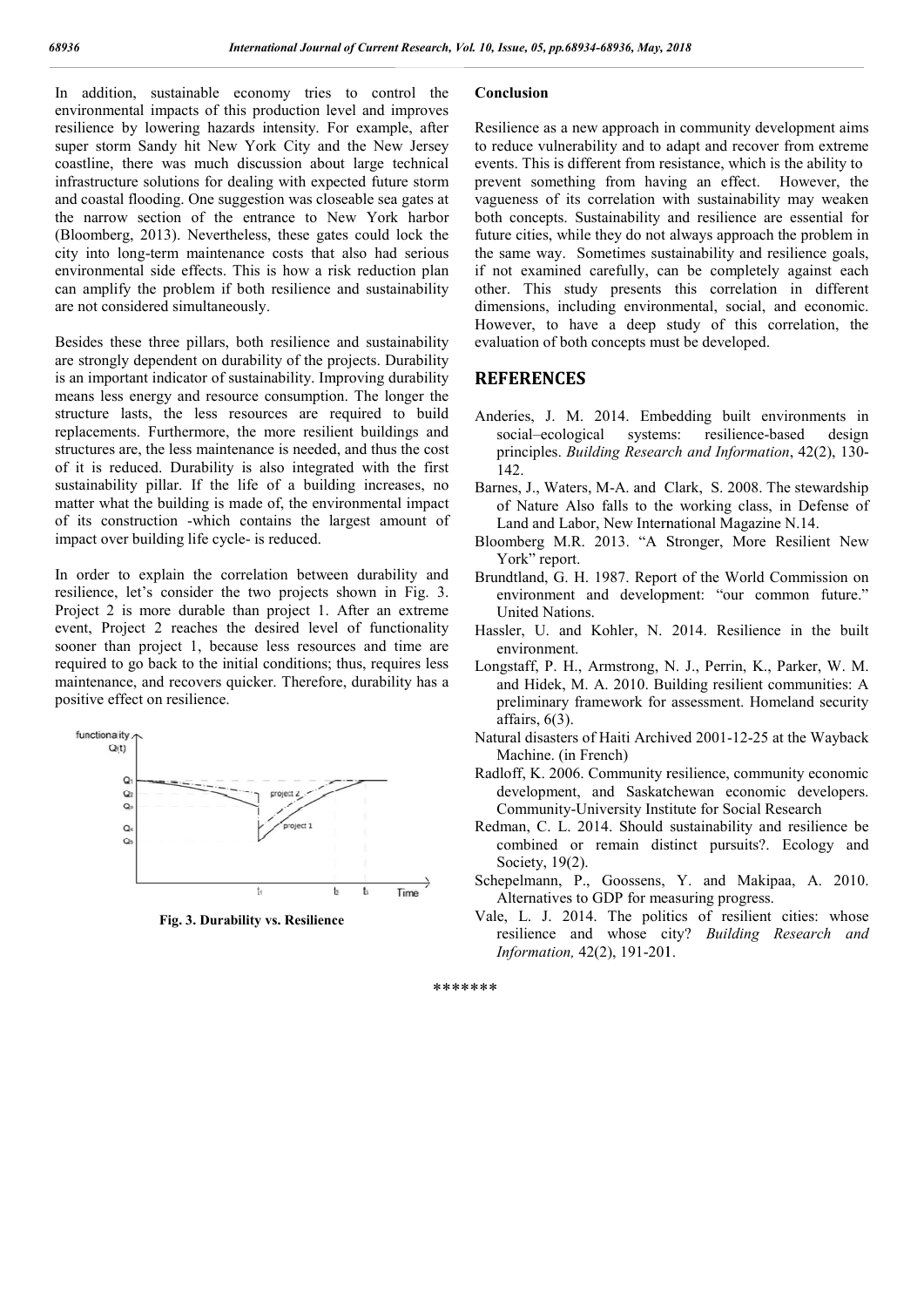In addition, sustainable economy tries to control the environmental impacts of this production level and improves resilience by lowering hazards intensity. For example, after super storm Sandy hit New York City and the New Jersey coastline, there was much discussion about large technical infrastructure solutions for dealing with expected future storm and coastal flooding. One suggestion was closeable sea gates at the narrow section of the entrance to New York harbor (Bloomberg, 2013). Nevertheless, these gates could lock the city into long-term maintenance costs that also had serious environmental side effects. This is how a risk reduction plan can amplify the problem if both resilience and sustainability are not considered simultaneously.

Besides these three pillars, both resilience and sustainability are strongly dependent on durability of the projects. Durability is an important indicator of sustainability. Improving durability means less energy and resource consumption. The longer the structure lasts, the less resources are required to build replacements. Furthermore, the more resilient buildings and structures are, the less maintenance is needed, and thus the cost of it is reduced. Durability is also integrated with the first sustainability pillar. If the life of a building increases, no matter what the building is made of, the environmental impact of its construction -which contains the largest amount of impact over building life cycle- is reduced.

In order to explain the correlation between durability and resilience, let's consider the two projects shown in Fig. 3. Project 2 is more durable than project 1. After an extreme event, Project 2 reaches the desired level of functionality sooner than project 1, because less resources and time are required to go back to the initial conditions; thus, requires less maintenance, and recovers quicker. Therefore, durability has a positive effect on resilience.

functionality
Q(t)
$Q_1$
$Q_2$
$Q_3$
$Q_4$
$Q_5$
project 2
project 1
$t_1$
$t_2$
$t_3$
Time

**Fig. 3. Durability vs. Resilience**

## Conclusion

Resilience as a new approach in community development aims to reduce vulnerability and to adapt and recover from extreme events. This is different from resistance, which is the ability to prevent something from having an effect. However, the vagueness of its correlation with sustainability may weaken both concepts. Sustainability and resilience are essential for future cities, while they do not always approach the problem in the same way. Sometimes sustainability and resilience goals, if not examined carefully, can be completely against each other. This study presents this correlation in different dimensions, including environmental, social, and economic. However, to have a deep study of this correlation, the evaluation of both concepts must be developed.

## REFERENCES

Anderies, J. M. 2014. Embedding built environments in social–ecological systems: resilience-based design principles. *Building Research and Information*, 42(2), 130-142.

Barnes, J., Waters, M-A. and Clark, S. 2008. The stewardship of Nature Also falls to the working class, in Defense of Land and Labor, New International Magazine N.14.

Bloomberg M.R. 2013. "A Stronger, More Resilient New York" report.

Brundtland, G. H. 1987. Report of the World Commission on environment and development: "our common future." United Nations.

Hassler, U. and Kohler, N. 2014. Resilience in the built environment.

Longstaff, P. H., Armstrong, N. J., Perrin, K., Parker, W. M. and Hidek, M. A. 2010. Building resilient communities: A preliminary framework for assessment. Homeland security affairs, 6(3).

Natural disasters of Haiti Archived 2001-12-25 at the Wayback Machine. (in French)

Radloff, K. 2006. Community resilience, community economic development, and Saskatchewan economic developers. Community-University Institute for Social Research

Redman, C. L. 2014. Should sustainability and resilience be combined or remain distinct pursuits?. Ecology and Society, 19(2).

Schepelmann, P., Goossens, Y. and Makipaa, A. 2010. Alternatives to GDP for measuring progress.

Vale, L. J. 2014. The politics of resilient cities: whose resilience and whose city? *Building Research and Information,* 42(2), 191-201.

*******